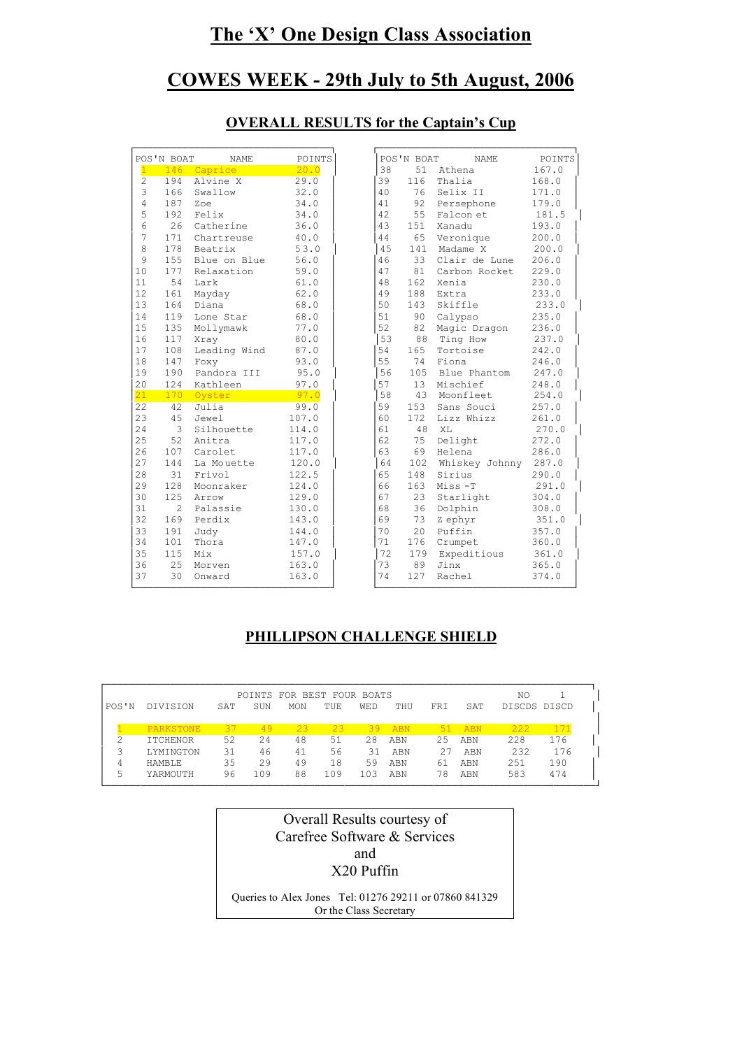# The 'X' One Design Class Association

# COWES WEEK - 29th July to 5th August, 2006

## OVERALL RESULTS for the Captain's Cup

| POS'N | BOAT | NAME | POINTS |
|---|---|---|---|
| 1 | 146 | Caprice | 20.0 |
| 2 | 194 | Alvine X | 29.0 |
| 3 | 166 | Swallow | 32.0 |
| 4 | 187 | Zoe | 34.0 |
| 5 | 192 | Felix | 34.0 |
| 6 | 26 | Catherine | 36.0 |
| 7 | 171 | Chartreuse | 40.0 |
| 8 | 178 | Beatrix | 53.0 |
| 9 | 155 | Blue on Blue | 56.0 |
| 10 | 177 | Relaxation | 59.0 |
| 11 | 54 | Lark | 61.0 |
| 12 | 161 | Mayday | 62.0 |
| 13 | 164 | Diana | 68.0 |
| 14 | 119 | Lone Star | 68.0 |
| 15 | 135 | Mollymawk | 77.0 |
| 16 | 117 | Xray | 80.0 |
| 17 | 108 | Leading Wind | 87.0 |
| 18 | 147 | Foxy | 93.0 |
| 19 | 190 | Pandora III | 95.0 |
| 20 | 124 | Kathleen | 97.0 |
| 21 | 170 | Oyster | 97.0 |
| 22 | 42 | Julia | 99.0 |
| 23 | 45 | Jewel | 107.0 |
| 24 | 3 | Silhouette | 114.0 |
| 25 | 52 | Anitra | 117.0 |
| 26 | 107 | Carolet | 117.0 |
| 27 | 144 | La Mouette | 120.0 |
| 28 | 31 | Frivol | 122.5 |
| 29 | 128 | Moonraker | 124.0 |
| 30 | 125 | Arrow | 129.0 |
| 31 | 2 | Palassie | 130.0 |
| 32 | 169 | Perdix | 143.0 |
| 33 | 191 | Judy | 144.0 |
| 34 | 101 | Thora | 147.0 |
| 35 | 115 | Mix | 157.0 |
| 36 | 25 | Morven | 163.0 |
| 37 | 30 | Onward | 163.0 |
| 38 | 51 | Athena | 167.0 |
| 39 | 116 | Thalia | 168.0 |
| 40 | 76 | Selix II | 171.0 |
| 41 | 92 | Persephone | 179.0 |
| 42 | 55 | Falcon et | 181.5 |
| 43 | 151 | Xanadu | 193.0 |
| 44 | 65 | Veronique | 200.0 |
| 45 | 141 | Madame X | 200.0 |
| 46 | 33 | Clair de Lune | 206.0 |
| 47 | 81 | Carbon Rocket | 229.0 |
| 48 | 162 | Xenia | 230.0 |
| 49 | 188 | Extra | 233.0 |
| 50 | 143 | Skiffle | 233.0 |
| 51 | 90 | Calypso | 235.0 |
| 52 | 82 | Magic Dragon | 236.0 |
| 53 | 88 | Ting How | 237.0 |
| 54 | 165 | Tortoise | 242.0 |
| 55 | 74 | Fiona | 246.0 |
| 56 | 105 | Blue Phantom | 247.0 |
| 57 | 13 | Mischief | 248.0 |
| 58 | 43 | Moonfleet | 254.0 |
| 59 | 153 | Sans Souci | 257.0 |
| 60 | 172 | Lizz Whizz | 261.0 |
| 61 | 48 | XL | 270.0 |
| 62 | 75 | Delight | 272.0 |
| 63 | 69 | Helena | 286.0 |
| 64 | 102 | Whiskey Johnny | 287.0 |
| 65 | 148 | Sirius | 290.0 |
| 66 | 163 | Miss -T | 291.0 |
| 67 | 23 | Starlight | 304.0 |
| 68 | 36 | Dolphin | 308.0 |
| 69 | 73 | Z ephyr | 351.0 |
| 70 | 20 | Puffin | 357.0 |
| 71 | 176 | Crumpet | 360.0 |
| 72 | 179 | Expeditious | 361.0 |
| 73 | 89 | Jinx | 365.0 |
| 74 | 127 | Rachel | 374.0 |

## PHILLIPSON CHALLENGE SHIELD

| | | POINTS FOR BEST FOUR BOATS | | | | | | | | NO | 1 |
|---|---|---|---|---|---|---|---|---|---|---|---|
| POS'N | DIVISION | SAT | SUN | MON | TUE | WED | THU | FRI | SAT | DISCDS | DISCD |
| 1 | PARKSTONE | 37 | 49 | 23 | 23 | 39 | ABN | 51 | ABN | 222 | 171 |
| 2 | ITCHENOR | 52 | 24 | 48 | 51 | 28 | ABN | 25 | ABN | 228 | 176 |
| 3 | LYMINGTON | 31 | 46 | 41 | 56 | 31 | ABN | 27 | ABN | 232 | 176 |
| 4 | HAMBLE | 35 | 29 | 49 | 18 | 59 | ABN | 61 | ABN | 251 | 190 |
| 5 | YARMOUTH | 96 | 109 | 88 | 109 | 103 | ABN | 78 | ABN | 583 | 474 |

Overall Results courtesy of
Carefree Software & Services
and
X20 Puffin

Queries to Alex Jones Tel: 01276 29211 or 07860 841329
Or the Class Secretary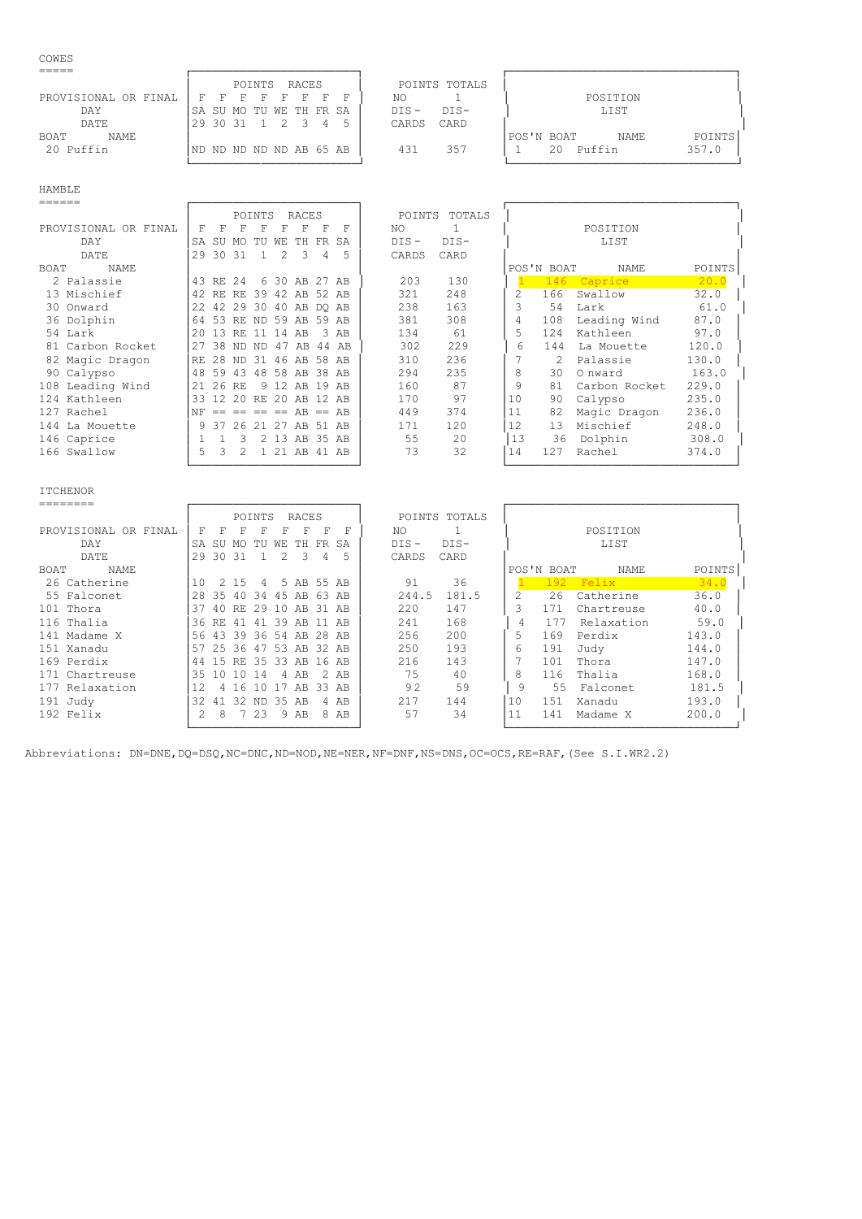## COWES

| BOAT | NAME | SA 29 | SU 30 | MO 31 | TU 1 | WE 2 | TH 3 | FR 4 | SA 5 | POINTS TOTALS DIS-CARDS | DIS-CARD |
|---|---|---|---|---|---|---|---|---|---|---|---|
| PROVISIONAL OR FINAL | | F | F | F | F | F | F | F | F | | |
| 20 | Puffin | ND | ND | ND | ND | ND | AB | 65 | AB | 431 | 357 |

POSITION LIST

| POS'N | BOAT | NAME | POINTS |
|---|---|---|---|
| 1 | 20 | Puffin | 357.0 |

## HAMBLE

| BOAT | NAME | SA 29 | SU 30 | MO 31 | TU 1 | WE 2 | TH 3 | FR 4 | SA 5 | POINTS TOTALS NO DIS-CARDS | 1 DIS-CARD |
|---|---|---|---|---|---|---|---|---|---|---|---|
| PROVISIONAL OR FINAL | | F | F | F | F | F | F | F | F | | |
| 2 | Palassie | 43 | RE | 24 | 6 | 30 | AB | 27 | AB | 203 | 130 |
| 13 | Mischief | 42 | RE | RE | 39 | 42 | AB | 52 | AB | 321 | 248 |
| 30 | Onward | 22 | 42 | 29 | 30 | 40 | AB | DQ | AB | 238 | 163 |
| 36 | Dolphin | 64 | 53 | RE | ND | 59 | AB | 59 | AB | 381 | 308 |
| 54 | Lark | 20 | 13 | RE | 11 | 14 | AB | 3 | AB | 134 | 61 |
| 81 | Carbon Rocket | 27 | 38 | ND | ND | 47 | AB | 44 | AB | 302 | 229 |
| 82 | Magic Dragon | RE | 28 | ND | 31 | 46 | AB | 58 | AB | 310 | 236 |
| 90 | Calypso | 48 | 59 | 43 | 48 | 58 | AB | 38 | AB | 294 | 235 |
| 108 | Leading Wind | 21 | 26 | RE | 9 | 12 | AB | 19 | AB | 160 | 87 |
| 124 | Kathleen | 33 | 12 | 20 | RE | 20 | AB | 12 | AB | 170 | 97 |
| 127 | Rachel | NF | == | == | == | == | AB | == | AB | 449 | 374 |
| 144 | La Mouette | 9 | 37 | 26 | 21 | 27 | AB | 51 | AB | 171 | 120 |
| 146 | Caprice | 1 | 1 | 3 | 2 | 13 | AB | 35 | AB | 55 | 20 |
| 166 | Swallow | 5 | 3 | 2 | 1 | 21 | AB | 41 | AB | 73 | 32 |

POSITION LIST

| POS'N | BOAT | NAME | POINTS |
|---|---|---|---|
| 1 | 146 | Caprice | 20.0 |
| 2 | 166 | Swallow | 32.0 |
| 3 | 54 | Lark | 61.0 |
| 4 | 108 | Leading Wind | 87.0 |
| 5 | 124 | Kathleen | 97.0 |
| 6 | 144 | La Mouette | 120.0 |
| 7 | 2 | Palassie | 130.0 |
| 8 | 30 | O nward | 163.0 |
| 9 | 81 | Carbon Rocket | 229.0 |
| 10 | 90 | Calypso | 235.0 |
| 11 | 82 | Magic Dragon | 236.0 |
| 12 | 13 | Mischief | 248.0 |
| 13 | 36 | Dolphin | 308.0 |
| 14 | 127 | Rachel | 374.0 |

## ITCHENOR

| BOAT | NAME | SA 29 | SU 30 | MO 31 | TU 1 | WE 2 | TH 3 | FR 4 | SA 5 | POINTS TOTALS NO DIS-CARDS | 1 DIS-CARD |
|---|---|---|---|---|---|---|---|---|---|---|---|
| PROVISIONAL OR FINAL | | F | F | F | F | F | F | F | F | | |
| 26 | Catherine | 10 | 2 | 15 | 4 | 5 | AB | 55 | AB | 91 | 36 |
| 55 | Falconet | 28 | 35 | 40 | 34 | 45 | AB | 63 | AB | 244.5 | 181.5 |
| 101 | Thora | 37 | 40 | RE | 29 | 10 | AB | 31 | AB | 220 | 147 |
| 116 | Thalia | 36 | RE | 41 | 41 | 39 | AB | 11 | AB | 241 | 168 |
| 141 | Madame X | 56 | 43 | 39 | 36 | 54 | AB | 28 | AB | 256 | 200 |
| 151 | Xanadu | 57 | 25 | 36 | 47 | 53 | AB | 32 | AB | 250 | 193 |
| 169 | Perdix | 44 | 15 | RE | 35 | 33 | AB | 16 | AB | 216 | 143 |
| 171 | Chartreuse | 35 | 10 | 10 | 14 | 4 | AB | 2 | AB | 75 | 40 |
| 177 | Relaxation | 12 | 4 | 16 | 10 | 17 | AB | 33 | AB | 92 | 59 |
| 191 | Judy | 32 | 41 | 32 | ND | 35 | AB | 4 | AB | 217 | 144 |
| 192 | Felix | 2 | 8 | 7 | 23 | 9 | AB | 8 | AB | 57 | 34 |

POSITION LIST

| POS'N | BOAT | NAME | POINTS |
|---|---|---|---|
| 1 | 192 | Felix | 34.0 |
| 2 | 26 | Catherine | 36.0 |
| 3 | 171 | Chartreuse | 40.0 |
| 4 | 177 | Relaxation | 59.0 |
| 5 | 169 | Perdix | 143.0 |
| 6 | 191 | Judy | 144.0 |
| 7 | 101 | Thora | 147.0 |
| 8 | 116 | Thalia | 168.0 |
| 9 | 55 | Falconet | 181.5 |
| 10 | 151 | Xanadu | 193.0 |
| 11 | 141 | Madame X | 200.0 |

Abbreviations: DN=DNE,DQ=DSQ,NC=DNC,ND=NOD,NE=NER,NF=DNF,NS=DNS,OC=OCS,RE=RAF,(See S.I.WR2.2)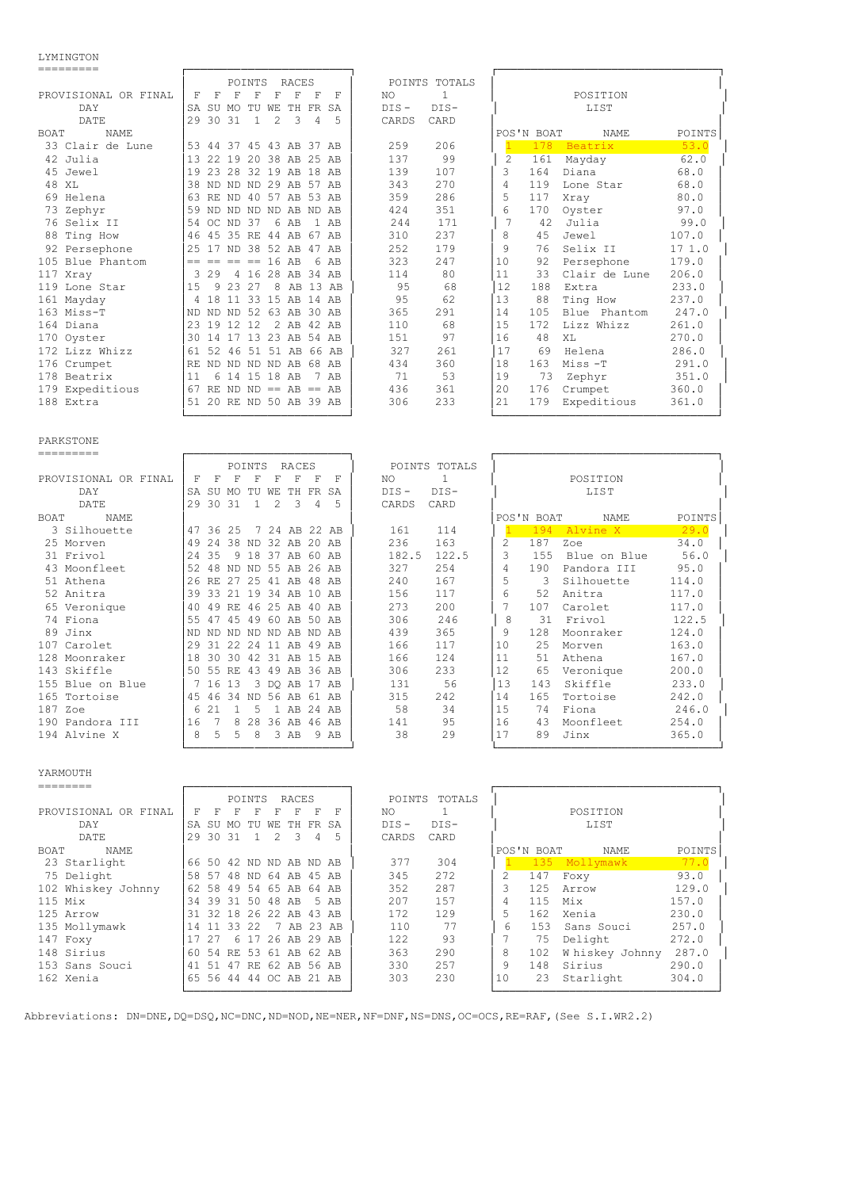## LYMINGTON

| BOAT | NAME | SA 29 | SU 30 | MO 31 | TU 1 | WE 2 | TH 3 | FR 4 | SA 5 | NO DIS-CARDS | 1 DIS-CARD |
|---|---|---|---|---|---|---|---|---|---|---|---|
| PROVISIONAL OR FINAL | | F | F | F | F | F | F | F | F | | |
| 33 | Clair de Lune | 53 | 44 | 37 | 45 | 43 | AB | 37 | AB | 259 | 206 |
| 42 | Julia | 13 | 22 | 19 | 20 | 38 | AB | 25 | AB | 137 | 99 |
| 45 | Jewel | 19 | 23 | 28 | 32 | 19 | AB | 18 | AB | 139 | 107 |
| 48 | XL | 38 | ND | ND | ND | 29 | AB | 57 | AB | 343 | 270 |
| 69 | Helena | 63 | RE | ND | 40 | 57 | AB | 53 | AB | 359 | 286 |
| 73 | Zephyr | 59 | ND | ND | ND | ND | AB | ND | AB | 424 | 351 |
| 76 | Selix II | 54 | OC | ND | 37 | 6 | AB | 1 | AB | 244 | 171 |
| 88 | Ting How | 46 | 45 | 35 | RE | 44 | AB | 67 | AB | 310 | 237 |
| 92 | Persephone | 25 | 17 | ND | 38 | 52 | AB | 47 | AB | 252 | 179 |
| 105 | Blue Phantom | == | == | == | == | 16 | AB | 6 | AB | 323 | 247 |
| 117 | Xray | 3 | 29 | 4 | 16 | 28 | AB | 34 | AB | 114 | 80 |
| 119 | Lone Star | 15 | 9 | 23 | 27 | 8 | AB | 13 | AB | 95 | 68 |
| 161 | Mayday | 4 | 18 | 11 | 33 | 15 | AB | 14 | AB | 95 | 62 |
| 163 | Miss-T | ND | ND | ND | 52 | 63 | AB | 30 | AB | 365 | 291 |
| 164 | Diana | 23 | 19 | 12 | 12 | 2 | AB | 42 | AB | 110 | 68 |
| 170 | Oyster | 30 | 14 | 17 | 13 | 23 | AB | 54 | AB | 151 | 97 |
| 172 | Lizz Whizz | 61 | 52 | 46 | 51 | 51 | AB | 66 | AB | 327 | 261 |
| 176 | Crumpet | RE | ND | ND | ND | ND | AB | 68 | AB | 434 | 360 |
| 178 | Beatrix | 11 | 6 | 14 | 15 | 18 | AB | 7 | AB | 71 | 53 |
| 179 | Expeditious | 67 | RE | ND | ND | == | AB | == | AB | 436 | 361 |
| 188 | Extra | 51 | 20 | RE | ND | 50 | AB | 39 | AB | 306 | 233 |

**POSITION LIST**

| POS'N | BOAT | NAME | POINTS |
|---|---|---|---|
| 1 | 178 | Beatrix | 53.0 |
| 2 | 161 | Mayday | 62.0 |
| 3 | 164 | Diana | 68.0 |
| 4 | 119 | Lone Star | 68.0 |
| 5 | 117 | Xray | 80.0 |
| 6 | 170 | Oyster | 97.0 |
| 7 | 42 | Julia | 99.0 |
| 8 | 45 | Jewel | 107.0 |
| 9 | 76 | Selix II | 17 1.0 |
| 10 | 92 | Persephone | 179.0 |
| 11 | 33 | Clair de Lune | 206.0 |
| 12 | 188 | Extra | 233.0 |
| 13 | 88 | Ting How | 237.0 |
| 14 | 105 | Blue Phantom | 247.0 |
| 15 | 172 | Lizz Whizz | 261.0 |
| 16 | 48 | XL | 270.0 |
| 17 | 69 | Helena | 286.0 |
| 18 | 163 | Miss -T | 291.0 |
| 19 | 73 | Zephyr | 351.0 |
| 20 | 176 | Crumpet | 360.0 |
| 21 | 179 | Expeditious | 361.0 |

## PARKSTONE

| BOAT | NAME | SA 29 | SU 30 | MO 31 | TU 1 | WE 2 | TH 3 | FR 4 | SA 5 | NO DIS-CARDS | 1 DIS-CARD |
|---|---|---|---|---|---|---|---|---|---|---|---|
| PROVISIONAL OR FINAL | | F | F | F | F | F | F | F | F | | |
| 3 | Silhouette | 47 | 36 | 25 | 7 | 24 | AB | 22 | AB | 161 | 114 |
| 25 | Morven | 49 | 24 | 38 | ND | 32 | AB | 20 | AB | 236 | 163 |
| 31 | Frivol | 24 | 35 | 9 | 18 | 37 | AB | 60 | AB | 182.5 | 122.5 |
| 43 | Moonfleet | 52 | 48 | ND | ND | 55 | AB | 26 | AB | 327 | 254 |
| 51 | Athena | 26 | RE | 27 | 25 | 41 | AB | 48 | AB | 240 | 167 |
| 52 | Anitra | 39 | 33 | 21 | 19 | 34 | AB | 10 | AB | 156 | 117 |
| 65 | Veronique | 40 | 49 | RE | 46 | 25 | AB | 40 | AB | 273 | 200 |
| 74 | Fiona | 55 | 47 | 45 | 49 | 60 | AB | 50 | AB | 306 | 246 |
| 89 | Jinx | ND | ND | ND | ND | ND | AB | ND | AB | 439 | 365 |
| 107 | Carolet | 29 | 31 | 22 | 24 | 11 | AB | 49 | AB | 166 | 117 |
| 128 | Moonraker | 18 | 30 | 30 | 42 | 31 | AB | 15 | AB | 166 | 124 |
| 143 | Skiffle | 50 | 55 | RE | 43 | 49 | AB | 36 | AB | 306 | 233 |
| 155 | Blue on Blue | 7 | 16 | 13 | 3 | DQ | AB | 17 | AB | 131 | 56 |
| 165 | Tortoise | 45 | 46 | 34 | ND | 56 | AB | 61 | AB | 315 | 242 |
| 187 | Zoe | 6 | 21 | 1 | 5 | 1 | AB | 24 | AB | 58 | 34 |
| 190 | Pandora III | 16 | 7 | 8 | 28 | 36 | AB | 46 | AB | 141 | 95 |
| 194 | Alvine X | 8 | 5 | 5 | 8 | 3 | AB | 9 | AB | 38 | 29 |

**POSITION LIST**

| POS'N | BOAT | NAME | POINTS |
|---|---|---|---|
| 1 | 194 | Alvine X | 29.0 |
| 2 | 187 | Zoe | 34.0 |
| 3 | 155 | Blue on Blue | 56.0 |
| 4 | 190 | Pandora III | 95.0 |
| 5 | 3 | Silhouette | 114.0 |
| 6 | 52 | Anitra | 117.0 |
| 7 | 107 | Carolet | 117.0 |
| 8 | 31 | Frivol | 122.5 |
| 9 | 128 | Moonraker | 124.0 |
| 10 | 25 | Morven | 163.0 |
| 11 | 51 | Athena | 167.0 |
| 12 | 65 | Veronique | 200.0 |
| 13 | 143 | Skiffle | 233.0 |
| 14 | 165 | Tortoise | 242.0 |
| 15 | 74 | Fiona | 246.0 |
| 16 | 43 | Moonfleet | 254.0 |
| 17 | 89 | Jinx | 365.0 |

## YARMOUTH

| BOAT | NAME | SA 29 | SU 30 | MO 31 | TU 1 | WE 2 | TH 3 | FR 4 | SA 5 | NO DIS-CARDS | 1 DIS-CARD |
|---|---|---|---|---|---|---|---|---|---|---|---|
| PROVISIONAL OR FINAL | | F | F | F | F | F | F | F | F | | |
| 23 | Starlight | 66 | 50 | 42 | ND | ND | AB | ND | AB | 377 | 304 |
| 75 | Delight | 58 | 57 | 48 | ND | 64 | AB | 45 | AB | 345 | 272 |
| 102 | Whiskey Johnny | 62 | 58 | 49 | 54 | 65 | AB | 64 | AB | 352 | 287 |
| 115 | Mix | 34 | 39 | 31 | 50 | 48 | AB | 5 | AB | 207 | 157 |
| 125 | Arrow | 31 | 32 | 18 | 26 | 22 | AB | 43 | AB | 172 | 129 |
| 135 | Mollymawk | 14 | 11 | 33 | 22 | 7 | AB | 23 | AB | 110 | 77 |
| 147 | Foxy | 17 | 27 | 6 | 17 | 26 | AB | 29 | AB | 122 | 93 |
| 148 | Sirius | 60 | 54 | RE | 53 | 61 | AB | 62 | AB | 363 | 290 |
| 153 | Sans Souci | 41 | 51 | 47 | RE | 62 | AB | 56 | AB | 330 | 257 |
| 162 | Xenia | 65 | 56 | 44 | 44 | OC | AB | 21 | AB | 303 | 230 |

**POSITION LIST**

| POS'N | BOAT | NAME | POINTS |
|---|---|---|---|
| 1 | 135 | Mollymawk | 77.0 |
| 2 | 147 | Foxy | 93.0 |
| 3 | 125 | Arrow | 129.0 |
| 4 | 115 | Mix | 157.0 |
| 5 | 162 | Xenia | 230.0 |
| 6 | 153 | Sans Souci | 257.0 |
| 7 | 75 | Delight | 272.0 |
| 8 | 102 | W hiskey Johnny | 287.0 |
| 9 | 148 | Sirius | 290.0 |
| 10 | 23 | Starlight | 304.0 |

Abbreviations: DN=DNE,DQ=DSQ,NC=DNC,ND=NOD,NE=NER,NF=DNF,NS=DNS,OC=OCS,RE=RAF,(See S.I.WR2.2)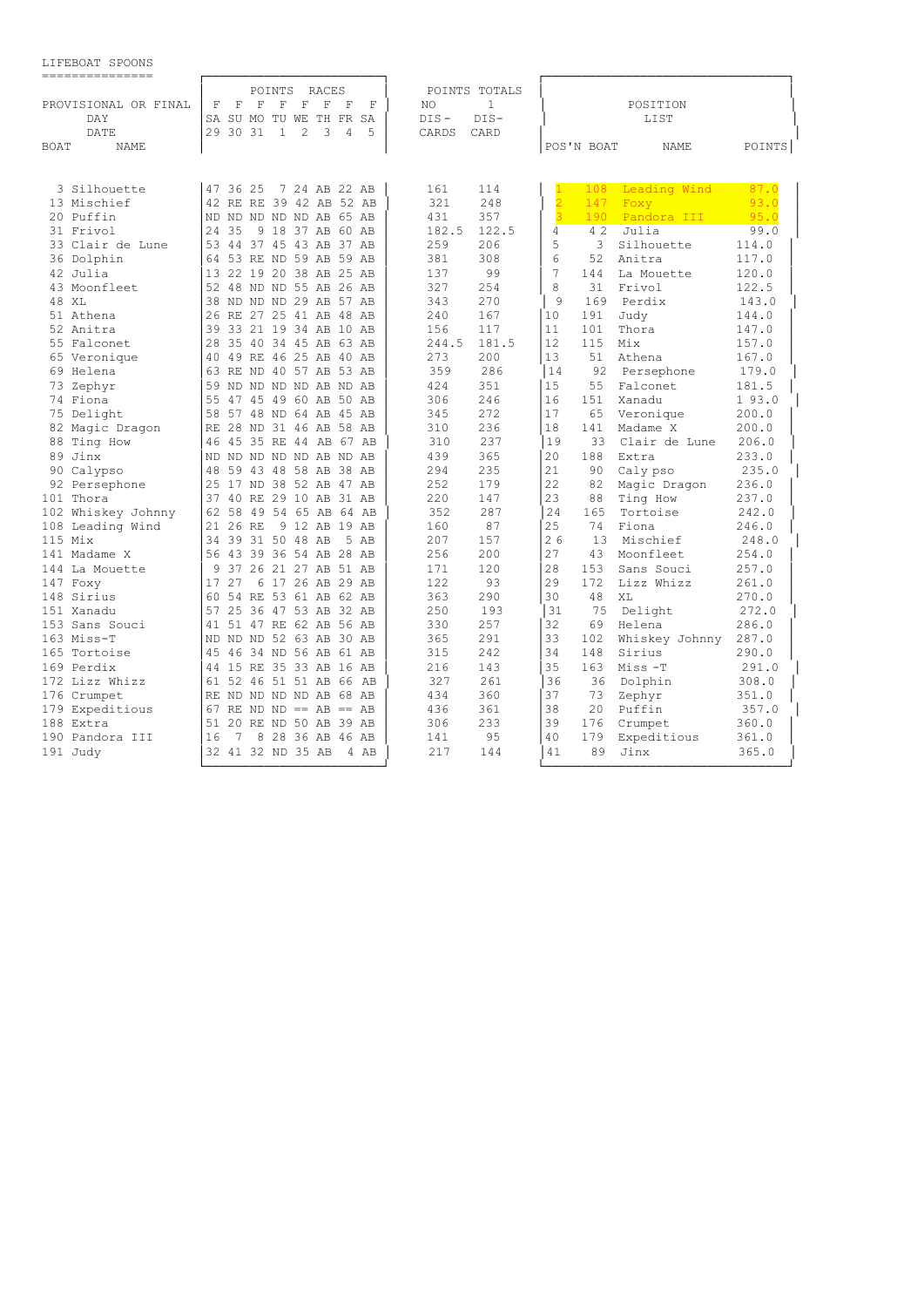# LIFEBOAT SPOONS

| BOAT | NAME | SA 29 | SU 30 | MO 31 | TU 1 | WE 2 | TH 3 | FR 4 | SA 5 | NO DIS-CARDS | 1 DIS-CARD |
|---|---|---|---|---|---|---|---|---|---|---|---|
| | PROVISIONAL OR FINAL | F | F | F | F | F | F | F | F | | |
| 3 | Silhouette | 47 | 36 | 25 | 7 | 24 | AB | 22 | AB | 161 | 114 |
| 13 | Mischief | 42 | RE | RE | 39 | 42 | AB | 52 | AB | 321 | 248 |
| 20 | Puffin | ND | ND | ND | ND | ND | AB | 65 | AB | 431 | 357 |
| 31 | Frivol | 24 | 35 | 9 | 18 | 37 | AB | 60 | AB | 182.5 | 122.5 |
| 33 | Clair de Lune | 53 | 44 | 37 | 45 | 43 | AB | 37 | AB | 259 | 206 |
| 36 | Dolphin | 64 | 53 | RE | ND | 59 | AB | 59 | AB | 381 | 308 |
| 42 | Julia | 13 | 22 | 19 | 20 | 38 | AB | 25 | AB | 137 | 99 |
| 43 | Moonfleet | 52 | 48 | ND | ND | 55 | AB | 26 | AB | 327 | 254 |
| 48 | XL | 38 | ND | ND | ND | 29 | AB | 57 | AB | 343 | 270 |
| 51 | Athena | 26 | RE | 27 | 25 | 41 | AB | 48 | AB | 240 | 167 |
| 52 | Anitra | 39 | 33 | 21 | 19 | 34 | AB | 10 | AB | 156 | 117 |
| 55 | Falconet | 28 | 35 | 40 | 34 | 45 | AB | 63 | AB | 244.5 | 181.5 |
| 65 | Veronique | 40 | 49 | RE | 46 | 25 | AB | 40 | AB | 273 | 200 |
| 69 | Helena | 63 | RE | ND | 40 | 57 | AB | 53 | AB | 359 | 286 |
| 73 | Zephyr | 59 | ND | ND | ND | ND | AB | ND | AB | 424 | 351 |
| 74 | Fiona | 55 | 47 | 45 | 49 | 60 | AB | 50 | AB | 306 | 246 |
| 75 | Delight | 58 | 57 | 48 | ND | 64 | AB | 45 | AB | 345 | 272 |
| 82 | Magic Dragon | RE | 28 | ND | 31 | 46 | AB | 58 | AB | 310 | 236 |
| 88 | Ting How | 46 | 45 | 35 | RE | 44 | AB | 67 | AB | 310 | 237 |
| 89 | Jinx | ND | ND | ND | ND | ND | AB | ND | AB | 439 | 365 |
| 90 | Calypso | 48 | 59 | 43 | 48 | 58 | AB | 38 | AB | 294 | 235 |
| 92 | Persephone | 25 | 17 | ND | 38 | 52 | AB | 47 | AB | 252 | 179 |
| 101 | Thora | 37 | 40 | RE | 29 | 10 | AB | 31 | AB | 220 | 147 |
| 102 | Whiskey Johnny | 62 | 58 | 49 | 54 | 65 | AB | 64 | AB | 352 | 287 |
| 108 | Leading Wind | 21 | 26 | RE | 9 | 12 | AB | 19 | AB | 160 | 87 |
| 115 | Mix | 34 | 39 | 31 | 50 | 48 | AB | 5 | AB | 207 | 157 |
| 141 | Madame X | 56 | 43 | 39 | 36 | 54 | AB | 28 | AB | 256 | 200 |
| 144 | La Mouette | 9 | 37 | 26 | 21 | 27 | AB | 51 | AB | 171 | 120 |
| 147 | Foxy | 17 | 27 | 6 | 17 | 26 | AB | 29 | AB | 122 | 93 |
| 148 | Sirius | 60 | 54 | RE | 53 | 61 | AB | 62 | AB | 363 | 290 |
| 151 | Xanadu | 57 | 25 | 36 | 47 | 53 | AB | 32 | AB | 250 | 193 |
| 153 | Sans Souci | 41 | 51 | 47 | RE | 62 | AB | 56 | AB | 330 | 257 |
| 163 | Miss-T | ND | ND | ND | 52 | 63 | AB | 30 | AB | 365 | 291 |
| 165 | Tortoise | 45 | 46 | 34 | ND | 56 | AB | 61 | AB | 315 | 242 |
| 169 | Perdix | 44 | 15 | RE | 35 | 33 | AB | 16 | AB | 216 | 143 |
| 172 | Lizz Whizz | 61 | 52 | 46 | 51 | 51 | AB | 66 | AB | 327 | 261 |
| 176 | Crumpet | RE | ND | ND | ND | ND | AB | 68 | AB | 434 | 360 |
| 179 | Expeditious | 67 | RE | ND | ND | == | AB | == | AB | 436 | 361 |
| 188 | Extra | 51 | 20 | RE | ND | 50 | AB | 39 | AB | 306 | 233 |
| 190 | Pandora III | 16 | 7 | 8 | 28 | 36 | AB | 46 | AB | 141 | 95 |
| 191 | Judy | 32 | 41 | 32 | ND | 35 | AB | 4 | AB | 217 | 144 |

## POSITION LIST

| POS'N | BOAT | NAME | POINTS |
|---|---|---|---|
| 1 | 108 | Leading Wind | 87.0 |
| 2 | 147 | Foxy | 93.0 |
| 3 | 190 | Pandora III | 95.0 |
| 4 | 42 | Julia | 99.0 |
| 5 | 3 | Silhouette | 114.0 |
| 6 | 52 | Anitra | 117.0 |
| 7 | 144 | La Mouette | 120.0 |
| 8 | 31 | Frivol | 122.5 |
| 9 | 169 | Perdix | 143.0 |
| 10 | 191 | Judy | 144.0 |
| 11 | 101 | Thora | 147.0 |
| 12 | 115 | Mix | 157.0 |
| 13 | 51 | Athena | 167.0 |
| 14 | 92 | Persephone | 179.0 |
| 15 | 55 | Falconet | 181.5 |
| 16 | 151 | Xanadu | 193.0 |
| 17 | 65 | Veronique | 200.0 |
| 18 | 141 | Madame X | 200.0 |
| 19 | 33 | Clair de Lune | 206.0 |
| 20 | 188 | Extra | 233.0 |
| 21 | 90 | Calypso | 235.0 |
| 22 | 82 | Magic Dragon | 236.0 |
| 23 | 88 | Ting How | 237.0 |
| 24 | 165 | Tortoise | 242.0 |
| 25 | 74 | Fiona | 246.0 |
| 26 | 13 | Mischief | 248.0 |
| 27 | 43 | Moonfleet | 254.0 |
| 28 | 153 | Sans Souci | 257.0 |
| 29 | 172 | Lizz Whizz | 261.0 |
| 30 | 48 | XL | 270.0 |
| 31 | 75 | Delight | 272.0 |
| 32 | 69 | Helena | 286.0 |
| 33 | 102 | Whiskey Johnny | 287.0 |
| 34 | 148 | Sirius | 290.0 |
| 35 | 163 | Miss-T | 291.0 |
| 36 | 36 | Dolphin | 308.0 |
| 37 | 73 | Zephyr | 351.0 |
| 38 | 20 | Puffin | 357.0 |
| 39 | 176 | Crumpet | 360.0 |
| 40 | 179 | Expeditious | 361.0 |
| 41 | 89 | Jinx | 365.0 |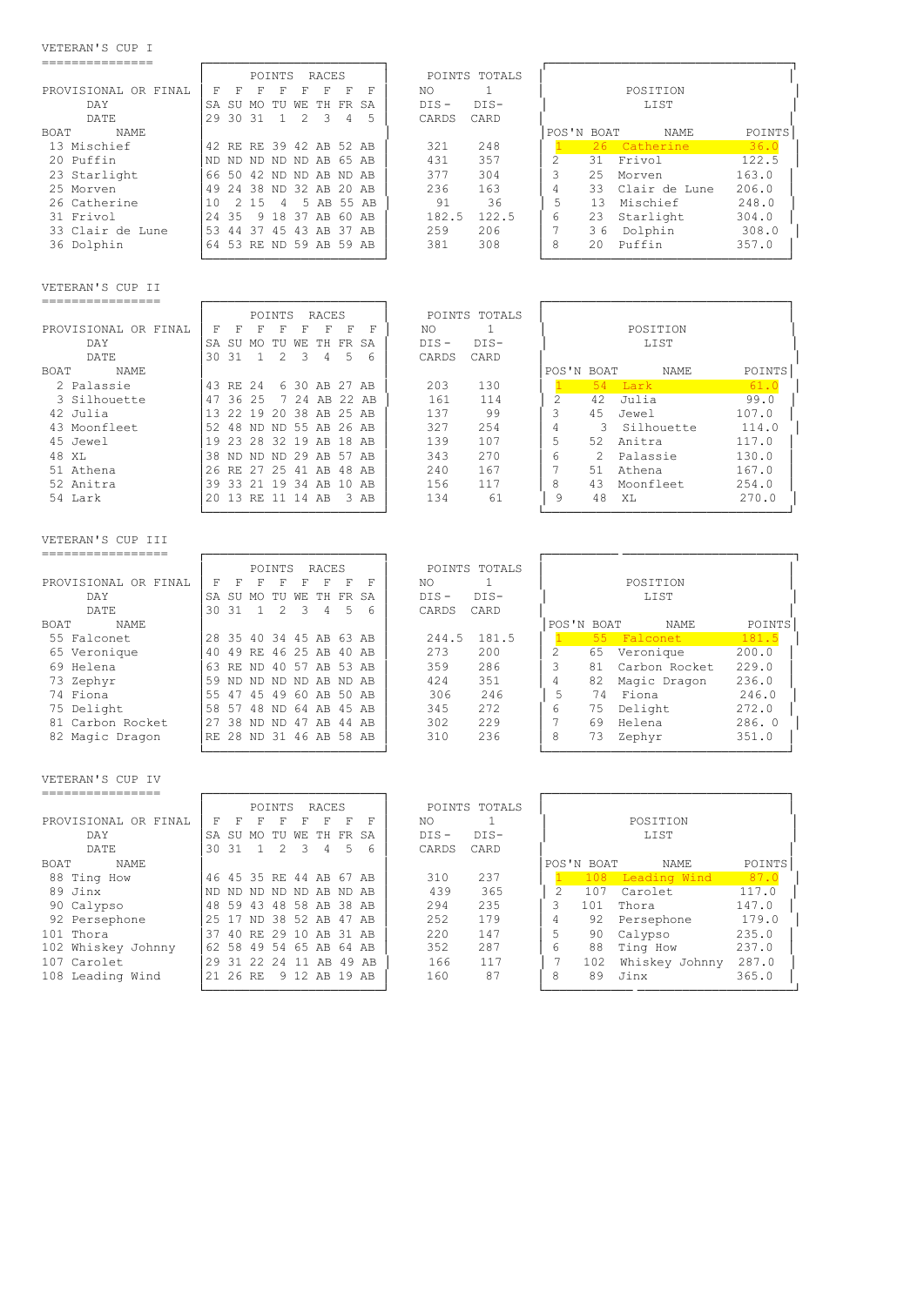## VETERAN'S CUP I

| PROVISIONAL OR FINAL | F | F | F | F | F | F | F | F | NO | 1 |
|---|---|---|---|---|---|---|---|---|---|---|
| DAY | SA | SU | MO | TU | WE | TH | FR | SA | DIS- | DIS- |
| DATE | 29 | 30 | 31 | 1 | 2 | 3 | 4 | 5 | CARDS | CARD |
| **BOAT NAME** | | | | | | | | | | |
| 13 Mischief | 42 | RE | RE | 39 | 42 | AB | 52 | AB | 321 | 248 |
| 20 Puffin | ND | ND | ND | ND | ND | AB | 65 | AB | 431 | 357 |
| 23 Starlight | 66 | 50 | 42 | ND | ND | AB | ND | AB | 377 | 304 |
| 25 Morven | 49 | 24 | 38 | ND | 32 | AB | 20 | AB | 236 | 163 |
| 26 Catherine | 10 | 2 | 15 | 4 | 5 | AB | 55 | AB | 91 | 36 |
| 31 Frivol | 24 | 35 | 9 | 18 | 37 | AB | 60 | AB | 182.5 | 122.5 |
| 33 Clair de Lune | 53 | 44 | 37 | 45 | 43 | AB | 37 | AB | 259 | 206 |
| 36 Dolphin | 64 | 53 | RE | ND | 59 | AB | 59 | AB | 381 | 308 |

POSITION LIST

| POS'N | BOAT | NAME | POINTS |
|---|---|---|---|
| 1 | 26 | Catherine | 36.0 |
| 2 | 31 | Frivol | 122.5 |
| 3 | 25 | Morven | 163.0 |
| 4 | 33 | Clair de Lune | 206.0 |
| 5 | 13 | Mischief | 248.0 |
| 6 | 23 | Starlight | 304.0 |
| 7 | 36 | Dolphin | 308.0 |
| 8 | 20 | Puffin | 357.0 |

## VETERAN'S CUP II

| PROVISIONAL OR FINAL | F | F | F | F | F | F | F | F | NO | 1 |
|---|---|---|---|---|---|---|---|---|---|---|
| DAY | SA | SU | MO | TU | WE | TH | FR | SA | DIS- | DIS- |
| DATE | 30 | 31 | 1 | 2 | 3 | 4 | 5 | 6 | CARDS | CARD |
| **BOAT NAME** | | | | | | | | | | |
| 2 Palassie | 43 | RE | 24 | 6 | 30 | AB | 27 | AB | 203 | 130 |
| 3 Silhouette | 47 | 36 | 25 | 7 | 24 | AB | 22 | AB | 161 | 114 |
| 42 Julia | 13 | 22 | 19 | 20 | 38 | AB | 25 | AB | 137 | 99 |
| 43 Moonfleet | 52 | 48 | ND | ND | 55 | AB | 26 | AB | 327 | 254 |
| 45 Jewel | 19 | 23 | 28 | 32 | 19 | AB | 18 | AB | 139 | 107 |
| 48 XL | 38 | ND | ND | ND | 29 | AB | 57 | AB | 343 | 270 |
| 51 Athena | 26 | RE | 27 | 25 | 41 | AB | 48 | AB | 240 | 167 |
| 52 Anitra | 39 | 33 | 21 | 19 | 34 | AB | 10 | AB | 156 | 117 |
| 54 Lark | 20 | 13 | RE | 11 | 14 | AB | 3 | AB | 134 | 61 |

POSITION LIST

| POS'N | BOAT | NAME | POINTS |
|---|---|---|---|
| 1 | 54 | Lark | 61.0 |
| 2 | 42 | Julia | 99.0 |
| 3 | 45 | Jewel | 107.0 |
| 4 | 3 | Silhouette | 114.0 |
| 5 | 52 | Anitra | 117.0 |
| 6 | 2 | Palassie | 130.0 |
| 7 | 51 | Athena | 167.0 |
| 8 | 43 | Moonfleet | 254.0 |
| 9 | 48 | XL | 270.0 |

## VETERAN'S CUP III

| PROVISIONAL OR FINAL | F | F | F | F | F | F | F | F | NO | 1 |
|---|---|---|---|---|---|---|---|---|---|---|
| DAY | SA | SU | MO | TU | WE | TH | FR | SA | DIS- | DIS- |
| DATE | 30 | 31 | 1 | 2 | 3 | 4 | 5 | 6 | CARDS | CARD |
| **BOAT NAME** | | | | | | | | | | |
| 55 Falconet | 28 | 35 | 40 | 34 | 45 | AB | 63 | AB | 244.5 | 181.5 |
| 65 Veronique | 40 | 49 | RE | 46 | 25 | AB | 40 | AB | 273 | 200 |
| 69 Helena | 63 | RE | ND | 40 | 57 | AB | 53 | AB | 359 | 286 |
| 73 Zephyr | 59 | ND | ND | ND | ND | AB | ND | AB | 424 | 351 |
| 74 Fiona | 55 | 47 | 45 | 49 | 60 | AB | 50 | AB | 306 | 246 |
| 75 Delight | 58 | 57 | 48 | ND | 64 | AB | 45 | AB | 345 | 272 |
| 81 Carbon Rocket | 27 | 38 | ND | ND | 47 | AB | 44 | AB | 302 | 229 |
| 82 Magic Dragon | RE | 28 | ND | 31 | 46 | AB | 58 | AB | 310 | 236 |

POSITION LIST

| POS'N | BOAT | NAME | POINTS |
|---|---|---|---|
| 1 | 55 | Falconet | 181.5 |
| 2 | 65 | Veronique | 200.0 |
| 3 | 81 | Carbon Rocket | 229.0 |
| 4 | 82 | Magic Dragon | 236.0 |
| 5 | 74 | Fiona | 246.0 |
| 6 | 75 | Delight | 272.0 |
| 7 | 69 | Helena | 286. 0 |
| 8 | 73 | Zephyr | 351.0 |

## VETERAN'S CUP IV

| PROVISIONAL OR FINAL | F | F | F | F | F | F | F | F | NO | 1 |
|---|---|---|---|---|---|---|---|---|---|---|
| DAY | SA | SU | MO | TU | WE | TH | FR | SA | DIS- | DIS- |
| DATE | 30 | 31 | 1 | 2 | 3 | 4 | 5 | 6 | CARDS | CARD |
| **BOAT NAME** | | | | | | | | | | |
| 88 Ting How | 46 | 45 | 35 | RE | 44 | AB | 67 | AB | 310 | 237 |
| 89 Jinx | ND | ND | ND | ND | ND | AB | ND | AB | 439 | 365 |
| 90 Calypso | 48 | 59 | 43 | 48 | 58 | AB | 38 | AB | 294 | 235 |
| 92 Persephone | 25 | 17 | ND | 38 | 52 | AB | 47 | AB | 252 | 179 |
| 101 Thora | 37 | 40 | RE | 29 | 10 | AB | 31 | AB | 220 | 147 |
| 102 Whiskey Johnny | 62 | 58 | 49 | 54 | 65 | AB | 64 | AB | 352 | 287 |
| 107 Carolet | 29 | 31 | 22 | 24 | 11 | AB | 49 | AB | 166 | 117 |
| 108 Leading Wind | 21 | 26 | RE | 9 | 12 | AB | 19 | AB | 160 | 87 |

POSITION LIST

| POS'N | BOAT | NAME | POINTS |
|---|---|---|---|
| 1 | 108 | Leading Wind | 87.0 |
| 2 | 107 | Carolet | 117.0 |
| 3 | 101 | Thora | 147.0 |
| 4 | 92 | Persephone | 179.0 |
| 5 | 90 | Calypso | 235.0 |
| 6 | 88 | Ting How | 237.0 |
| 7 | 102 | Whiskey Johnny | 287.0 |
| 8 | 89 | Jinx | 365.0 |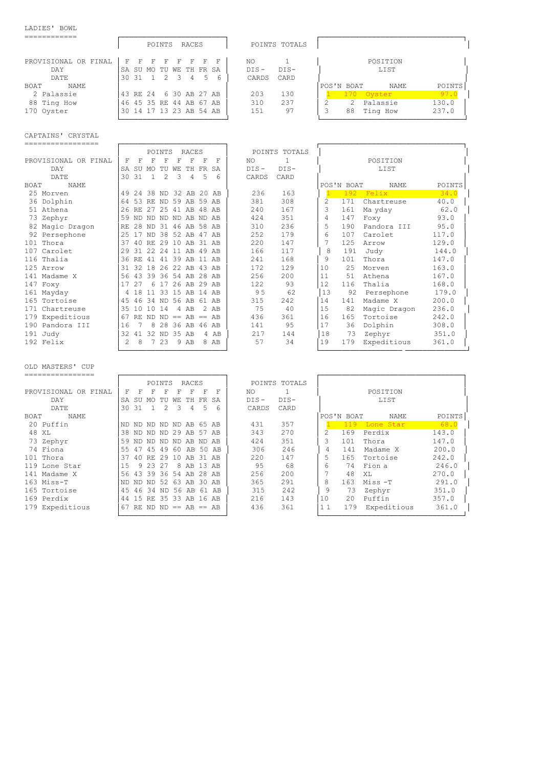## LADIES' BOWL

| PROVISIONAL OR FINAL | F | F | F | F | F | F | F | F | NO | 1 |
|---|---|---|---|---|---|---|---|---|---|---|
| DAY | SA | SU | MO | TU | WE | TH | FR | SA | DIS- | DIS- |
| DATE | 30 | 31 | 1 | 2 | 3 | 4 | 5 | 6 | CARDS | CARD |
| **BOAT NAME** | | | | | | | | | | |
| 2 Palassie | 43 | RE | 24 | 6 | 30 | AB | 27 | AB | 203 | 130 |
| 88 Ting How | 46 | 45 | 35 | RE | 44 | AB | 67 | AB | 310 | 237 |
| 170 Oyster | 30 | 14 | 17 | 13 | 23 | AB | 54 | AB | 151 | 97 |

POINTS RACES / POINTS TOTALS

POSITION LIST

| POS'N | BOAT | NAME | POINTS |
|---|---|---|---|
| 1 | 170 | Oyster | 97.0 |
| 2 | 2 | Palassie | 130.0 |
| 3 | 88 | Ting How | 237.0 |

## CAPTAINS' CRYSTAL

| PROVISIONAL OR FINAL | F | F | F | F | F | F | F | F | NO | 1 |
|---|---|---|---|---|---|---|---|---|---|---|
| DAY | SA | SU | MO | TU | WE | TH | FR | SA | DIS- | DIS- |
| DATE | 30 | 31 | 1 | 2 | 3 | 4 | 5 | 6 | CARDS | CARD |
| **BOAT NAME** | | | | | | | | | | |
| 25 Morven | 49 | 24 | 38 | ND | 32 | AB | 20 | AB | 236 | 163 |
| 36 Dolphin | 64 | 53 | RE | ND | 59 | AB | 59 | AB | 381 | 308 |
| 51 Athena | 26 | RE | 27 | 25 | 41 | AB | 48 | AB | 240 | 167 |
| 73 Zephyr | 59 | ND | ND | ND | ND | AB | ND | AB | 424 | 351 |
| 82 Magic Dragon | RE | 28 | ND | 31 | 46 | AB | 58 | AB | 310 | 236 |
| 92 Persephone | 25 | 17 | ND | 38 | 52 | AB | 47 | AB | 252 | 179 |
| 101 Thora | 37 | 40 | RE | 29 | 10 | AB | 31 | AB | 220 | 147 |
| 107 Carolet | 29 | 31 | 22 | 24 | 11 | AB | 49 | AB | 166 | 117 |
| 116 Thalia | 36 | RE | 41 | 41 | 39 | AB | 11 | AB | 241 | 168 |
| 125 Arrow | 31 | 32 | 18 | 26 | 22 | AB | 43 | AB | 172 | 129 |
| 141 Madame X | 56 | 43 | 39 | 36 | 54 | AB | 28 | AB | 256 | 200 |
| 147 Foxy | 17 | 27 | 6 | 17 | 26 | AB | 29 | AB | 122 | 93 |
| 161 Mayday | 4 | 18 | 11 | 33 | 15 | AB | 14 | AB | 95 | 62 |
| 165 Tortoise | 45 | 46 | 34 | ND | 56 | AB | 61 | AB | 315 | 242 |
| 171 Chartreuse | 35 | 10 | 10 | 14 | 4 | AB | 2 | AB | 75 | 40 |
| 179 Expeditious | 67 | RE | ND | ND | == | AB | == | AB | 436 | 361 |
| 190 Pandora III | 16 | 7 | 8 | 28 | 36 | AB | 46 | AB | 141 | 95 |
| 191 Judy | 32 | 41 | 32 | ND | 35 | AB | 4 | AB | 217 | 144 |
| 192 Felix | 2 | 8 | 7 | 23 | 9 | AB | 8 | AB | 57 | 34 |

POINTS RACES / POINTS TOTALS

POSITION LIST

| POS'N | BOAT | NAME | POINTS |
|---|---|---|---|
| 1 | 192 | Felix | 34.0 |
| 2 | 171 | Chartreuse | 40.0 |
| 3 | 161 | Ma yday | 62.0 |
| 4 | 147 | Foxy | 93.0 |
| 5 | 190 | Pandora III | 95.0 |
| 6 | 107 | Carolet | 117.0 |
| 7 | 125 | Arrow | 129.0 |
| 8 | 191 | Judy | 144.0 |
| 9 | 101 | Thora | 147.0 |
| 10 | 25 | Morven | 163.0 |
| 11 | 51 | Athena | 167.0 |
| 12 | 116 | Thalia | 168.0 |
| 13 | 92 | Persephone | 179.0 |
| 14 | 141 | Madame X | 200.0 |
| 15 | 82 | Magic Dragon | 236.0 |
| 16 | 165 | Tortoise | 242.0 |
| 17 | 36 | Dolphin | 308.0 |
| 18 | 73 | Zephyr | 351.0 |
| 19 | 179 | Expeditious | 361.0 |

## OLD MASTERS' CUP

| PROVISIONAL OR FINAL | F | F | F | F | F | F | F | F | NO | 1 |
|---|---|---|---|---|---|---|---|---|---|---|
| DAY | SA | SU | MO | TU | WE | TH | FR | SA | DIS- | DIS- |
| DATE | 30 | 31 | 1 | 2 | 3 | 4 | 5 | 6 | CARDS | CARD |
| **BOAT NAME** | | | | | | | | | | |
| 20 Puffin | ND | ND | ND | ND | ND | AB | 65 | AB | 431 | 357 |
| 48 XL | 38 | ND | ND | ND | 29 | AB | 57 | AB | 343 | 270 |
| 73 Zephyr | 59 | ND | ND | ND | ND | AB | ND | AB | 424 | 351 |
| 74 Fiona | 55 | 47 | 45 | 49 | 60 | AB | 50 | AB | 306 | 246 |
| 101 Thora | 37 | 40 | RE | 29 | 10 | AB | 31 | AB | 220 | 147 |
| 119 Lone Star | 15 | 9 | 23 | 27 | 8 | AB | 13 | AB | 95 | 68 |
| 141 Madame X | 56 | 43 | 39 | 36 | 54 | AB | 28 | AB | 256 | 200 |
| 163 Miss-T | ND | ND | ND | 52 | 63 | AB | 30 | AB | 365 | 291 |
| 165 Tortoise | 45 | 46 | 34 | ND | 56 | AB | 61 | AB | 315 | 242 |
| 169 Perdix | 44 | 15 | RE | 35 | 33 | AB | 16 | AB | 216 | 143 |
| 179 Expeditious | 67 | RE | ND | ND | == | AB | == | AB | 436 | 361 |

POINTS RACES / POINTS TOTALS

POSITION LIST

| POS'N | BOAT | NAME | POINTS |
|---|---|---|---|
| 1 | 119 | Lone Star | 68.0 |
| 2 | 169 | Perdix | 143.0 |
| 3 | 101 | Thora | 147.0 |
| 4 | 141 | Madame X | 200.0 |
| 5 | 165 | Tortoise | 242.0 |
| 6 | 74 | Fion a | 246.0 |
| 7 | 48 | XL | 270.0 |
| 8 | 163 | Miss -T | 291.0 |
| 9 | 73 | Zephyr | 351.0 |
| 10 | 20 | Puffin | 357.0 |
| 11 | 179 | Expeditious | 361.0 |